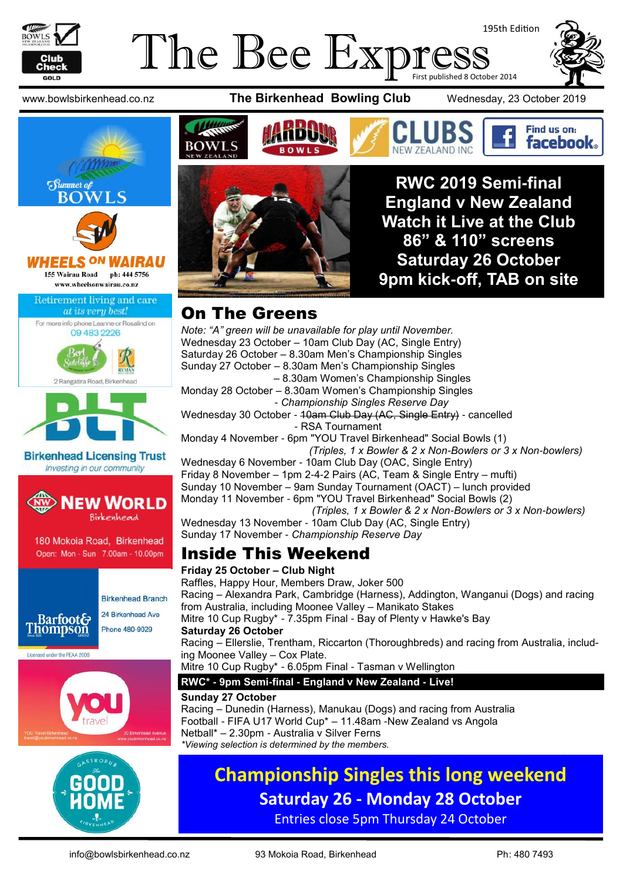# The Bee Express

195th Edition

First published 8 October 2014

www.bowlsbirkenhead.co.nz **The Birkenhead Bowling Club** Wednesday, 23 October 2019

## RWC 2019 Semi-final England v New Zealand Watch it Live at the Club 86" & 110" screens Saturday 26 October 9pm kick-off, TAB on site

## On The Greens

*Note: "A" green will be unavailable for play until November.*

Wednesday 23 October – 10am Club Day (AC, Single Entry)
Saturday 26 October – 8.30am Men's Championship Singles
Sunday 27 October – 8.30am Men's Championship Singles
– 8.30am Women's Championship Singles
Monday 28 October – 8.30am Women's Championship Singles
*- Championship Singles Reserve Day*
Wednesday 30 October - ~~10am Club Day (AC, Single Entry)~~ - cancelled
- RSA Tournament
Monday 4 November - 6pm "YOU Travel Birkenhead" Social Bowls (1)
*(Triples, 1 x Bowler & 2 x Non-Bowlers or 3 x Non-bowlers)*
Wednesday 6 November - 10am Club Day (OAC, Single Entry)
Friday 8 November – 1pm 2-4-2 Pairs (AC, Team & Single Entry – mufti)
Sunday 10 November – 9am Sunday Tournament (OACT) – lunch provided
Monday 11 November - 6pm "YOU Travel Birkenhead" Social Bowls (2)
*(Triples, 1 x Bowler & 2 x Non-Bowlers or 3 x Non-bowlers)*
Wednesday 13 November - 10am Club Day (AC, Single Entry)
Sunday 17 November - *Championship Reserve Day*

## Inside This Weekend

**Friday 25 October – Club Night**

Raffles, Happy Hour, Members Draw, Joker 500
Racing – Alexandra Park, Cambridge (Harness), Addington, Wanganui (Dogs) and racing from Australia, including Moonee Valley – Manikato Stakes
Mitre 10 Cup Rugby* - 7.35pm Final - Bay of Plenty v Hawke's Bay

**Saturday 26 October**

Racing – Ellerslie, Trentham, Riccarton (Thoroughbreds) and racing from Australia, including Moonee Valley – Cox Plate.
Mitre 10 Cup Rugby* - 6.05pm Final - Tasman v Wellington

**RWC* - 9pm Semi-final - England v New Zealand - Live!**

**Sunday 27 October**

Racing – Dunedin (Harness), Manukau (Dogs) and racing from Australia
Football - FIFA U17 World Cup* – 11.48am -New Zealand vs Angola
Netball* – 2.30pm - Australia v Silver Ferns
*\*Viewing selection is determined by the members.*

## Championship Singles this long weekend
### Saturday 26 - Monday 28 October
Entries close 5pm Thursday 24 October

Summer of BOWLS

WHEELS ON WAIRAU
155 Wairau Road ph: 444 5756
www.wheelsonwairau.co.nz

Retirement living and care *at its very best!*
For more info phone Leanne or Rosalind on 09 483 2226
Bert Sutcliffe — RYMAN
2 Rangatira Road, Birkenhead

Birkenhead Licensing Trust
*Investing in our community*

NEW WORLD Birkenhead
180 Mokoia Road, Birkenhead
Open: Mon - Sun 7.00am - 10.00pm

Barfoot & Thompson
Birkenhead Branch
24 Birkenhead Ave
Phone 480-9029
Licensed under the REAA 2008

you travel
YOU Travel Birkenhead travel@youbirkenhead.co.nz
20 Birkenhead Avenue www.youbirkenhead.co.nz

Gastropub The Good Home Birkenhead

info@bowlsbirkenhead.co.nz 93 Mokoia Road, Birkenhead Ph: 480 7493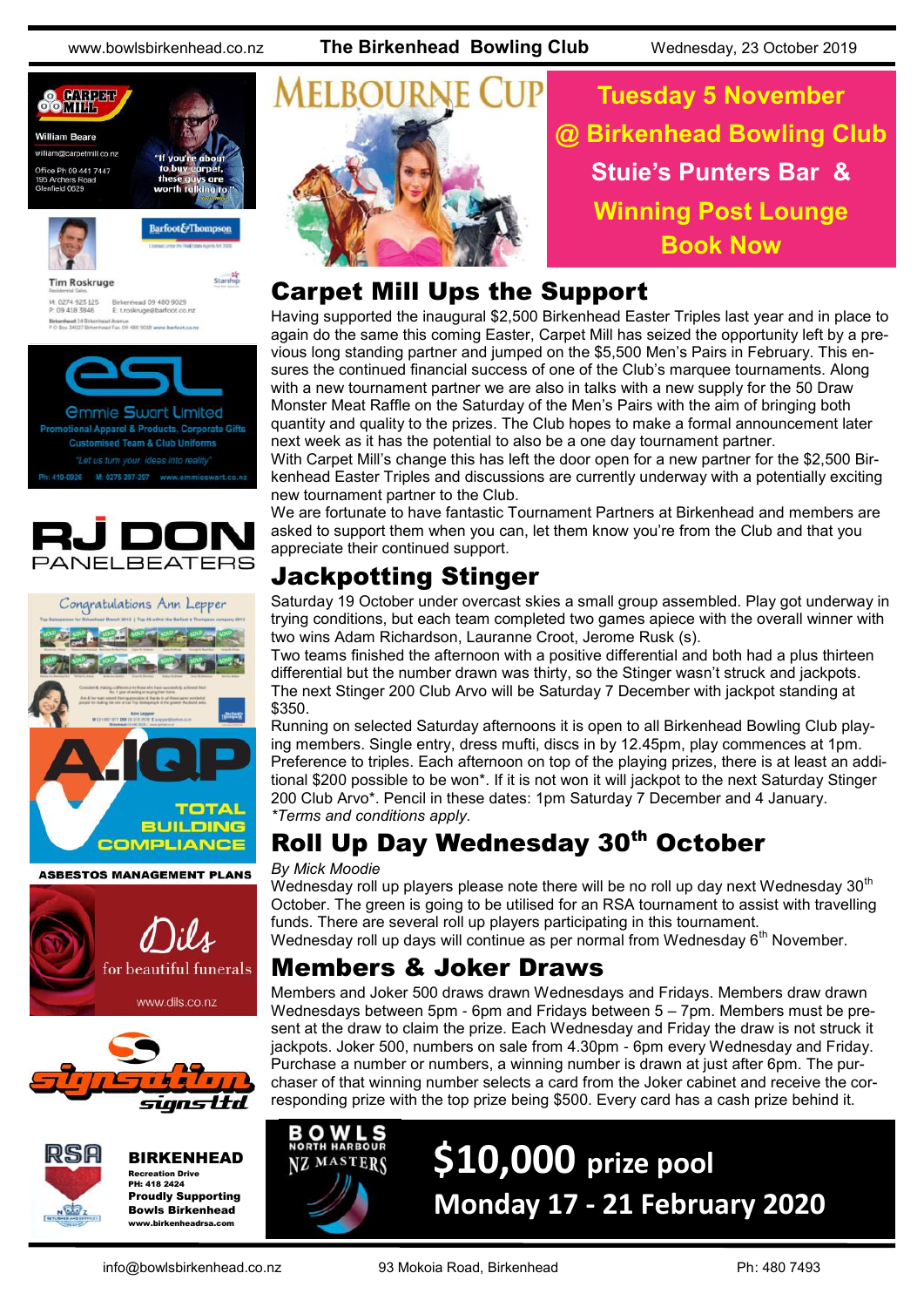# Melbourne Cup

**Tuesday 5 November**
**@ Birkenhead Bowling Club**
**Stuie's Punters Bar & Winning Post Lounge**
**Book Now**

## Carpet Mill Ups the Support

Having supported the inaugural $2,500 Birkenhead Easter Triples last year and in place to again do the same this coming Easter, Carpet Mill has seized the opportunity left by a previous long standing partner and jumped on the $5,500 Men's Pairs in February. This ensures the continued financial success of one of the Club's marquee tournaments. Along with a new tournament partner we are also in talks with a new supply for the 50 Draw Monster Meat Raffle on the Saturday of the Men's Pairs with the aim of bringing both quantity and quality to the prizes. The Club hopes to make a formal announcement later next week as it has the potential to also be a one day tournament partner.

With Carpet Mill's change this has left the door open for a new partner for the $2,500 Birkenhead Easter Triples and discussions are currently underway with a potentially exciting new tournament partner to the Club.

We are fortunate to have fantastic Tournament Partners at Birkenhead and members are asked to support them when you can, let them know you're from the Club and that you appreciate their continued support.

## Jackpotting Stinger

Saturday 19 October under overcast skies a small group assembled. Play got underway in trying conditions, but each team completed two games apiece with the overall winner with two wins Adam Richardson, Lauranne Croot, Jerome Rusk (s).

Two teams finished the afternoon with a positive differential and both had a plus thirteen differential but the number drawn was thirty, so the Stinger wasn't struck and jackpots. The next Stinger 200 Club Arvo will be Saturday 7 December with jackpot standing at $350.

Running on selected Saturday afternoons it is open to all Birkenhead Bowling Club playing members. Single entry, dress mufti, discs in by 12.45pm, play commences at 1pm. Preference to triples. Each afternoon on top of the playing prizes, there is at least an additional $200 possible to be won*. If it is not won it will jackpot to the next Saturday Stinger 200 Club Arvo*. Pencil in these dates: 1pm Saturday 7 December and 4 January.

*\*Terms and conditions apply.*

## Roll Up Day Wednesday 30th October

*By Mick Moodie*

Wednesday roll up players please note there will be no roll up day next Wednesday 30th October. The green is going to be utilised for an RSA tournament to assist with travelling funds. There are several roll up players participating in this tournament.

Wednesday roll up days will continue as per normal from Wednesday 6th November.

## Members & Joker Draws

Members and Joker 500 draws drawn Wednesdays and Fridays. Members draw drawn Wednesdays between 5pm - 6pm and Fridays between 5 – 7pm. Members must be present at the draw to claim the prize. Each Wednesday and Friday the draw is not struck it jackpots. Joker 500, numbers on sale from 4.30pm - 6pm every Wednesday and Friday. Purchase a number or numbers, a winning number is drawn at just after 6pm. The purchaser of that winning number selects a card from the Joker cabinet and receive the corresponding prize with the top prize being $500. Every card has a cash prize behind it.

**Bowls North Harbour NZ Masters**
**$10,000 prize pool**
**Monday 17 - 21 February 2020**

---

Carpet Mill — William Beare — william@carpetmill.co.nz — Office Ph 09 441 7447 — 195 Archers Road Glenfield 0629 — "If you're about to buy carpet, these guys are worth talking to."

Barfoot & Thompson — Tim Roskruge — Residential Sales — M: 0274 923 125 P: 09 418 3846 — Birkenhead 09 480 9029 E: t.roskruge@barfoot.co.nz

ESL Emmie Swart Limited — Promotional Apparel & Products, Corporate Gifts — Customised Team & Club Uniforms — "Let us turn your ideas into reality" — Ph: 410-0926 M: 0275 297-207 www.emmieswart.co.nz

RJ DON PANELBEATERS

Congratulations Ann Lepper

A.IQP TOTAL BUILDING COMPLIANCE — ASBESTOS MANAGEMENT PLANS

Dils for beautiful funerals — www.dils.co.nz

Signsation signs ltd

RSA BIRKENHEAD — Recreation Drive — PH: 418 2424 — Proudly Supporting Bowls Birkenhead — www.birkenheadrsa.com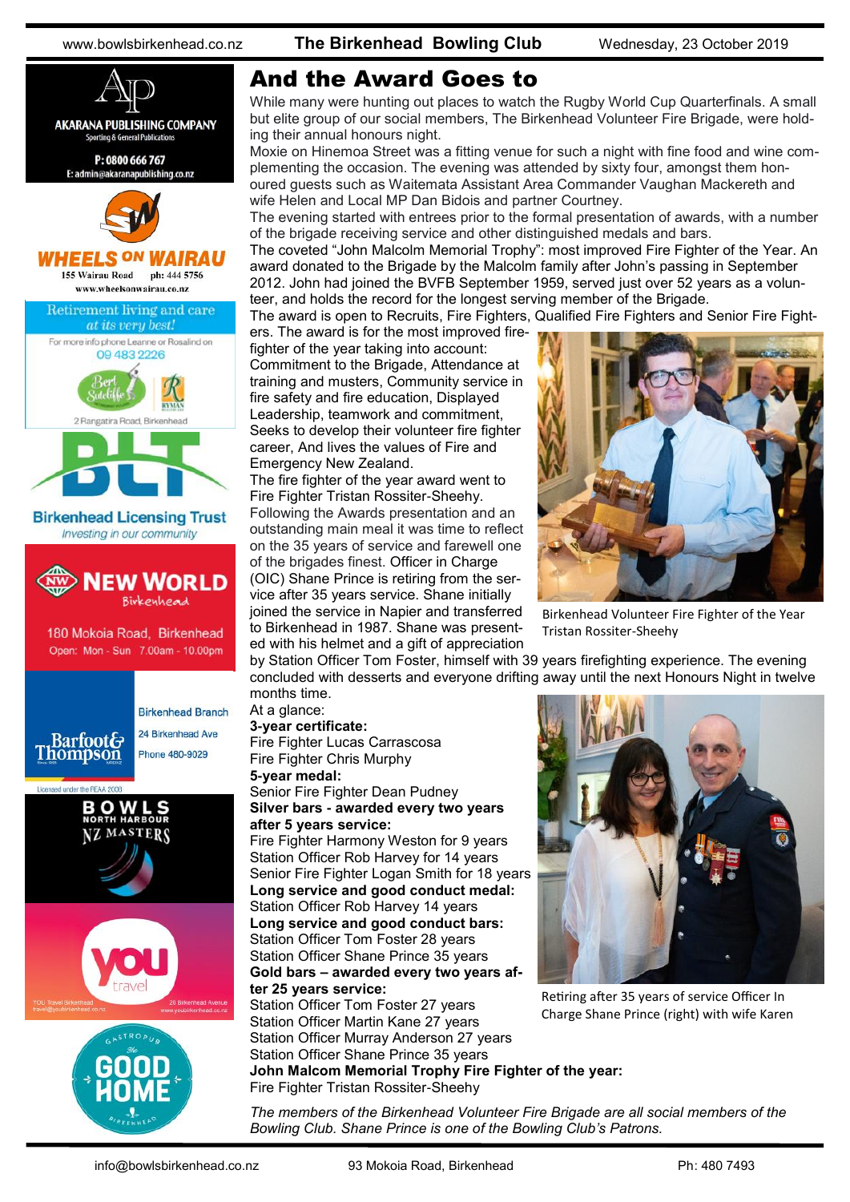# And the Award Goes to

While many were hunting out places to watch the Rugby World Cup Quarterfinals. A small but elite group of our social members, The Birkenhead Volunteer Fire Brigade, were holding their annual honours night.

Moxie on Hinemoa Street was a fitting venue for such a night with fine food and wine complementing the occasion. The evening was attended by sixty four, amongst them honoured guests such as Waitemata Assistant Area Commander Vaughan Mackereth and wife Helen and Local MP Dan Bidois and partner Courtney.

The evening started with entrees prior to the formal presentation of awards, with a number of the brigade receiving service and other distinguished medals and bars.

The coveted "John Malcolm Memorial Trophy": most improved Fire Fighter of the Year. An award donated to the Brigade by the Malcolm family after John's passing in September 2012. John had joined the BVFB September 1959, served just over 52 years as a volunteer, and holds the record for the longest serving member of the Brigade.

The award is open to Recruits, Fire Fighters, Qualified Fire Fighters and Senior Fire Fighters. The award is for the most improved firefighter of the year taking into account: Commitment to the Brigade, Attendance at training and musters, Community service in fire safety and fire education, Displayed Leadership, teamwork and commitment, Seeks to develop their volunteer fire fighter career, And lives the values of Fire and Emergency New Zealand.

The fire fighter of the year award went to Fire Fighter Tristan Rossiter-Sheehy.

Birkenhead Volunteer Fire Fighter of the Year Tristan Rossiter-Sheehy

Following the Awards presentation and an outstanding main meal it was time to reflect on the 35 years of service and farewell one of the brigades finest. Officer in Charge (OIC) Shane Prince is retiring from the service after 35 years service. Shane initially joined the service in Napier and transferred to Birkenhead in 1987. Shane was presented with his helmet and a gift of appreciation by Station Officer Tom Foster, himself with 39 years firefighting experience. The evening concluded with desserts and everyone drifting away until the next Honours Night in twelve months time.

At a glance:

**3-year certificate:**
Fire Fighter Lucas Carrascosa
Fire Fighter Chris Murphy

**5-year medal:**
Senior Fire Fighter Dean Pudney

**Silver bars - awarded every two years after 5 years service:**
Fire Fighter Harmony Weston for 9 years
Station Officer Rob Harvey for 14 years
Senior Fire Fighter Logan Smith for 18 years

**Long service and good conduct medal:**
Station Officer Rob Harvey 14 years

**Long service and good conduct bars:**
Station Officer Tom Foster 28 years
Station Officer Shane Prince 35 years

**Gold bars – awarded every two years after 25 years service:**
Station Officer Tom Foster 27 years
Station Officer Martin Kane 27 years
Station Officer Murray Anderson 27 years
Station Officer Shane Prince 35 years

**John Malcom Memorial Trophy Fire Fighter of the year:**
Fire Fighter Tristan Rossiter-Sheehy

Retiring after 35 years of service Officer In Charge Shane Prince (right) with wife Karen

*The members of the Birkenhead Volunteer Fire Brigade are all social members of the Bowling Club. Shane Prince is one of the Bowling Club's Patrons.*

AKARANA PUBLISHING COMPANY
Sporting & General Publications
P: 0800 666 767
E: admin@akaranapublishing.co.nz

WHEELS ON WAIRAU
155 Wairau Road ph: 444 5756
www.wheelsonwairau.co.nz

Retirement living and care at its very best!
For more info phone Leanne or Rosalind on 09 483 2226
Bert Sutcliffe — RYMAN
2 Rangatira Road, Birkenhead

BLT
Birkenhead Licensing Trust
Investing in our community

NEW WORLD Birkenhead
180 Mokoia Road, Birkenhead
Open: Mon - Sun 7.00am - 10.00pm

Barfoot & Thompson
Birkenhead Branch
24 Birkenhead Ave
Phone 480-9029
Licensed under the REAA 2008

BOWLS NORTH HARBOUR
NZ MASTERS

you travel
YOU Travel Birkenhead
travel@youbirkenhead.co.nz
20 Birkenhead Avenue
www.youbirkenhead.co.nz

GASTROPUB The GOOD HOME BIRKENHEAD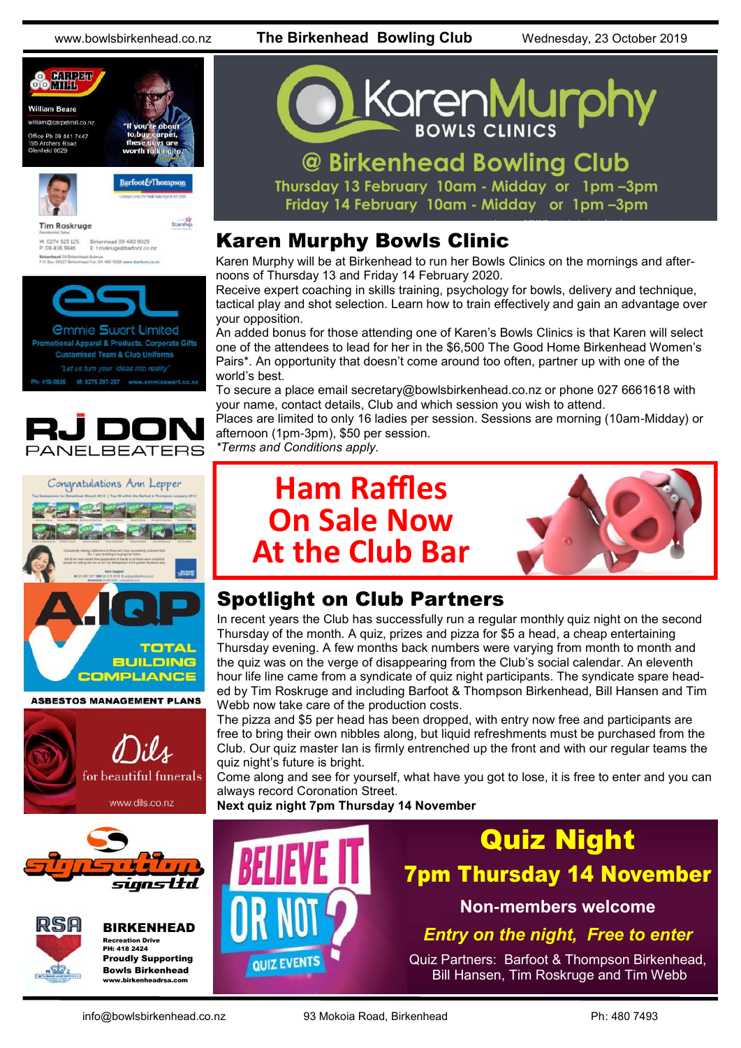# KarenMurphy BOWLS CLINICS

## @ Birkenhead Bowling Club

Thursday 13 February 10am - Midday or 1pm –3pm
Friday 14 February 10am - Midday or 1pm –3pm

## Karen Murphy Bowls Clinic

Karen Murphy will be at Birkenhead to run her Bowls Clinics on the mornings and afternoons of Thursday 13 and Friday 14 February 2020.

Receive expert coaching in skills training, psychology for bowls, delivery and technique, tactical play and shot selection. Learn how to train effectively and gain an advantage over your opposition.

An added bonus for those attending one of Karen's Bowls Clinics is that Karen will select one of the attendees to lead for her in the $6,500 The Good Home Birkenhead Women's Pairs*. An opportunity that doesn't come around too often, partner up with one of the world's best.

To secure a place email secretary@bowlsbirkenhead.co.nz or phone 027 6661618 with your name, contact details, Club and which session you wish to attend.

Places are limited to only 16 ladies per session. Sessions are morning (10am-Midday) or afternoon (1pm-3pm), $50 per session.

*\*Terms and Conditions apply.*

## Ham Raffles On Sale Now At the Club Bar

## Spotlight on Club Partners

In recent years the Club has successfully run a regular monthly quiz night on the second Thursday of the month. A quiz, prizes and pizza for $5 a head, a cheap entertaining Thursday evening. A few months back numbers were varying from month to month and the quiz was on the verge of disappearing from the Club's social calendar. An eleventh hour life line came from a syndicate of quiz night participants. The syndicate spare headed by Tim Roskruge and including Barfoot & Thompson Birkenhead, Bill Hansen and Tim Webb now take care of the production costs.

The pizza and $5 per head has been dropped, with entry now free and participants are free to bring their own nibbles along, but liquid refreshments must be purchased from the Club. Our quiz master Ian is firmly entrenched up the front and with our regular teams the quiz night's future is bright.

Come along and see for yourself, what have you got to lose, it is free to enter and you can always record Coronation Street.

**Next quiz night 7pm Thursday 14 November**

BELIEVE IT OR NOT? QUIZ EVENTS

## Quiz Night

### 7pm Thursday 14 November

**Non-members welcome**

***Entry on the night, Free to enter***

Quiz Partners: Barfoot & Thompson Birkenhead, Bill Hansen, Tim Roskruge and Tim Webb

---

CARPET MILL
William Beare
william@carpetmill.co.nz
Office Ph 09 441 7447
195 Archers Road
Glenfield 0629
"If you're about to buy carpet, these guys are worth talking to."

Barfoot & Thompson
Tim Roskruge
Residential Sales
M: 0274 923 125 Birkenhead 09 480 9029
P: 09 418 3846 E: t.roskruge@barfoot.co.nz

esl
Emmie Swart Limited
Promotional Apparel & Products, Corporate Gifts
Customised Team & Club Uniforms
"Let us turn your ideas into reality"
Ph: 410-0926 M: 0275 297-297 www.emmieswart.co.nz

RJ DON PANELBEATERS

Congratulations Ann Lepper

A.IQP TOTAL BUILDING COMPLIANCE
ASBESTOS MANAGEMENT PLANS

Dils for beautiful funerals
www.dils.co.nz

signsation signs ltd

RSA
BIRKENHEAD
Recreation Drive
PH: 418 2424
Proudly Supporting Bowls Birkenhead
www.birkenheadrsa.com